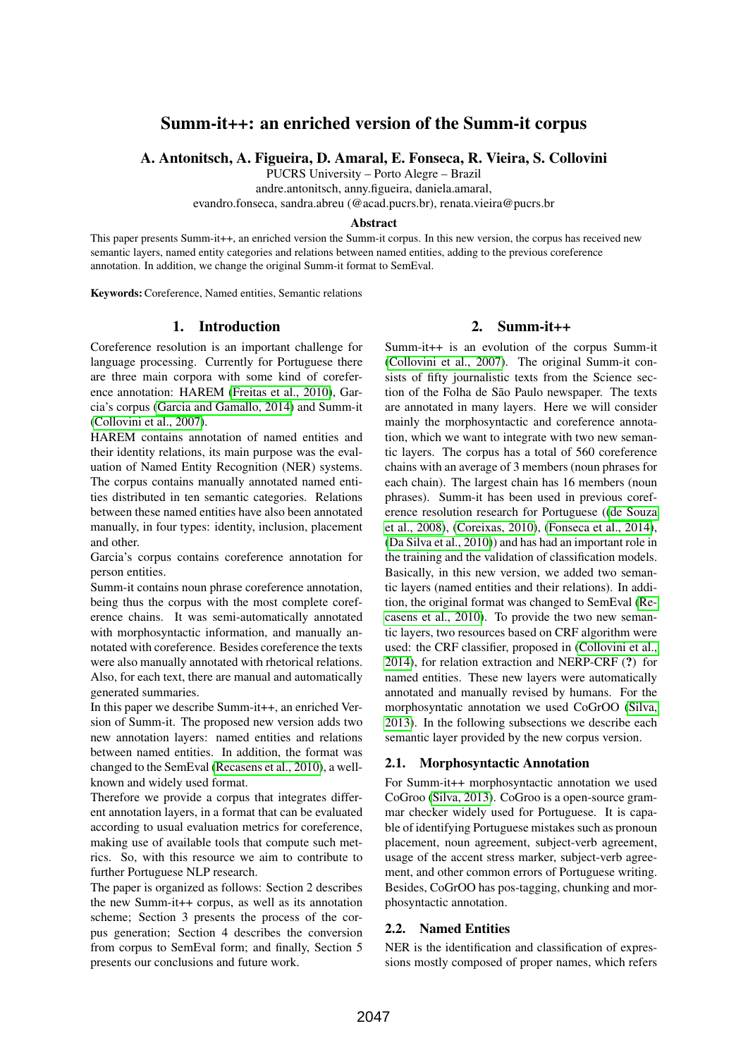# Summ-it++: an enriched version of the Summ-it corpus

**A. Antonitsch, A. Figueira, D. Amaral, E. Fonseca, R. Vieira, S. Collovini**

PUCRS University – Porto Alegre – Brazil
andre.antonitsch, anny.figueira, daniela.amaral,
evandro.fonseca, sandra.abreu (@acad.pucrs.br), renata.vieira@pucrs.br

### Abstract

This paper presents Summ-it++, an enriched version the Summ-it corpus. In this new version, the corpus has received new semantic layers, named entity categories and relations between named entities, adding to the previous coreference annotation. In addition, we change the original Summ-it format to SemEval.

**Keywords:** Coreference, Named entities, Semantic relations

## 1. Introduction

Coreference resolution is an important challenge for language processing. Currently for Portuguese there are three main corpora with some kind of coreference annotation: HAREM (Freitas et al., 2010), Garcia's corpus (Garcia and Gamallo, 2014) and Summ-it (Collovini et al., 2007).

HAREM contains annotation of named entities and their identity relations, its main purpose was the evaluation of Named Entity Recognition (NER) systems. The corpus contains manually annotated named entities distributed in ten semantic categories. Relations between these named entities have also been annotated manually, in four types: identity, inclusion, placement and other.

Garcia's corpus contains coreference annotation for person entities.

Summ-it contains noun phrase coreference annotation, being thus the corpus with the most complete coreference chains. It was semi-automatically annotated with morphosyntactic information, and manually annotated with coreference. Besides coreference the texts were also manually annotated with rhetorical relations. Also, for each text, there are manual and automatically generated summaries.

In this paper we describe Summ-it++, an enriched Version of Summ-it. The proposed new version adds two new annotation layers: named entities and relations between named entities. In addition, the format was changed to the SemEval (Recasens et al., 2010), a well-known and widely used format.

Therefore we provide a corpus that integrates different annotation layers, in a format that can be evaluated according to usual evaluation metrics for coreference, making use of available tools that compute such metrics. So, with this resource we aim to contribute to further Portuguese NLP research.

The paper is organized as follows: Section 2 describes the new Summ-it++ corpus, as well as its annotation scheme; Section 3 presents the process of the corpus generation; Section 4 describes the conversion from corpus to SemEval form; and finally, Section 5 presents our conclusions and future work.

## 2. Summ-it++

Summ-it++ is an evolution of the corpus Summ-it (Collovini et al., 2007). The original Summ-it consists of fifty journalistic texts from the Science section of the Folha de São Paulo newspaper. The texts are annotated in many layers. Here we will consider mainly the morphosyntactic and coreference annotation, which we want to integrate with two new semantic layers. The corpus has a total of 560 coreference chains with an average of 3 members (noun phrases for each chain). The largest chain has 16 members (noun phrases). Summ-it has been used in previous coreference resolution research for Portuguese ((de Souza et al., 2008), (Coreixas, 2010), (Fonseca et al., 2014), (Da Silva et al., 2010)) and has had an important role in the training and the validation of classification models. Basically, in this new version, we added two semantic layers (named entities and their relations). In addition, the original format was changed to SemEval (Recasens et al., 2010). To provide the two new semantic layers, two resources based on CRF algorithm were used: the CRF classifier, proposed in (Collovini et al., 2014), for relation extraction and NERP-CRF (?) for named entities. These new layers were automatically annotated and manually revised by humans. For the morphosyntatic annotation we used CoGrOO (Silva, 2013). In the following subsections we describe each semantic layer provided by the new corpus version.

### 2.1. Morphosyntactic Annotation

For Summ-it++ morphosyntactic annotation we used CoGroo (Silva, 2013). CoGroo is a open-source grammar checker widely used for Portuguese. It is capable of identifying Portuguese mistakes such as pronoun placement, noun agreement, subject-verb agreement, usage of the accent stress marker, subject-verb agreement, and other common errors of Portuguese writing. Besides, CoGrOO has pos-tagging, chunking and morphosyntactic annotation.

### 2.2. Named Entities

NER is the identification and classification of expressions mostly composed of proper names, which refers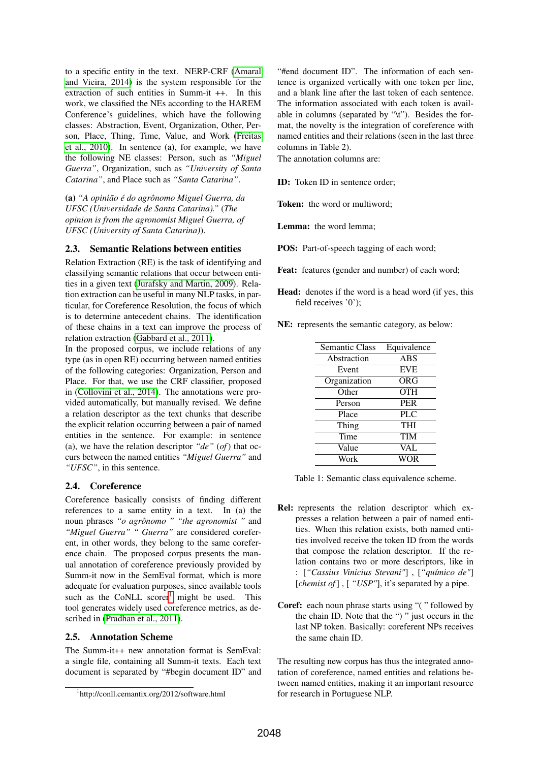to a specific entity in the text. NERP-CRF (Amaral and Vieira, 2014) is the system responsible for the extraction of such entities in Summ-it ++. In this work, we classified the NEs according to the HAREM Conference's guidelines, which have the following classes: Abstraction, Event, Organization, Other, Person, Place, Thing, Time, Value, and Work (Freitas et al., 2010). In sentence (a), for example, we have the following NE classes: Person, such as *"Miguel Guerra"*, Organization, such as *"University of Santa Catarina"*, and Place such as *"Santa Catarina"*.

**(a)** *"A opinião é do agrônomo Miguel Guerra, da UFSC (Universidade de Santa Catarina)."* (*The opinion is from the agronomist Miguel Guerra, of UFSC (University of Santa Catarina)*).

### 2.3. Semantic Relations between entities

Relation Extraction (RE) is the task of identifying and classifying semantic relations that occur between entities in a given text (Jurafsky and Martin, 2009). Relation extraction can be useful in many NLP tasks, in particular, for Coreference Resolution, the focus of which is to determine antecedent chains. The identification of these chains in a text can improve the process of relation extraction (Gabbard et al., 2011).

In the proposed corpus, we include relations of any type (as in open RE) occurring between named entities of the following categories: Organization, Person and Place. For that, we use the CRF classifier, proposed in (Collovini et al., 2014). The annotations were provided automatically, but manually revised. We define a relation descriptor as the text chunks that describe the explicit relation occurring between a pair of named entities in the sentence. For example: in sentence (a), we have the relation descriptor *"de"* (*of*) that occurs between the named entities *"Miguel Guerra"* and *"UFSC"*, in this sentence.

### 2.4. Coreference

Coreference basically consists of finding different references to a same entity in a text. In (a) the noun phrases *"o agrônomo " "the agronomist "* and *"Miguel Guerra" " Guerra"* are considered coreferent, in other words, they belong to the same coreference chain. The proposed corpus presents the manual annotation of coreference previously provided by Summ-it now in the SemEval format, which is more adequate for evaluation purposes, since available tools such as the CoNLL scorer[1] might be used. This tool generates widely used coreference metrics, as described in (Pradhan et al., 2011).

### 2.5. Annotation Scheme

The Summ-it++ new annotation format is SemEval: a single file, containing all Summ-it texts. Each text document is separated by "#begin document ID" and "#end document ID". The information of each sentence is organized vertically with one token per line, and a blank line after the last token of each sentence. The information associated with each token is available in columns (separated by "\t"). Besides the format, the novelty is the integration of coreference with named entities and their relations (seen in the last three columns in Table 2).

The annotation columns are:

**ID:** Token ID in sentence order;

**Token:** the word or multiword;

**Lemma:** the word lemma;

**POS:** Part-of-speech tagging of each word;

**Feat:** features (gender and number) of each word;

**Head:** denotes if the word is a head word (if yes, this field receives '0');

**NE:** represents the semantic category, as below:

| Semantic Class | Equivalence |
|---|---|
| Abstraction | ABS |
| Event | EVE |
| Organization | ORG |
| Other | OTH |
| Person | PER |
| Place | PLC |
| Thing | THI |
| Time | TIM |
| Value | VAL |
| Work | WOR |

Table 1: Semantic class equivalence scheme.

**Rel:** represents the relation descriptor which expresses a relation between a pair of named entities. When this relation exists, both named entities involved receive the token ID from the words that compose the relation descriptor. If the relation contains two or more descriptors, like in : [*"Cassius Vinicius Stevani"*] , [*"químico de"*] [*chemist of*] , [ *"USP"*], it's separated by a pipe.

**Coref:** each noun phrase starts using "( " followed by the chain ID. Note that the ") " just occurs in the last NP token. Basically: coreferent NPs receives the same chain ID.

The resulting new corpus has thus the integrated annotation of coreference, named entities and relations between named entities, making it an important resource for research in Portuguese NLP.

[1]http://conll.cemantix.org/2012/software.html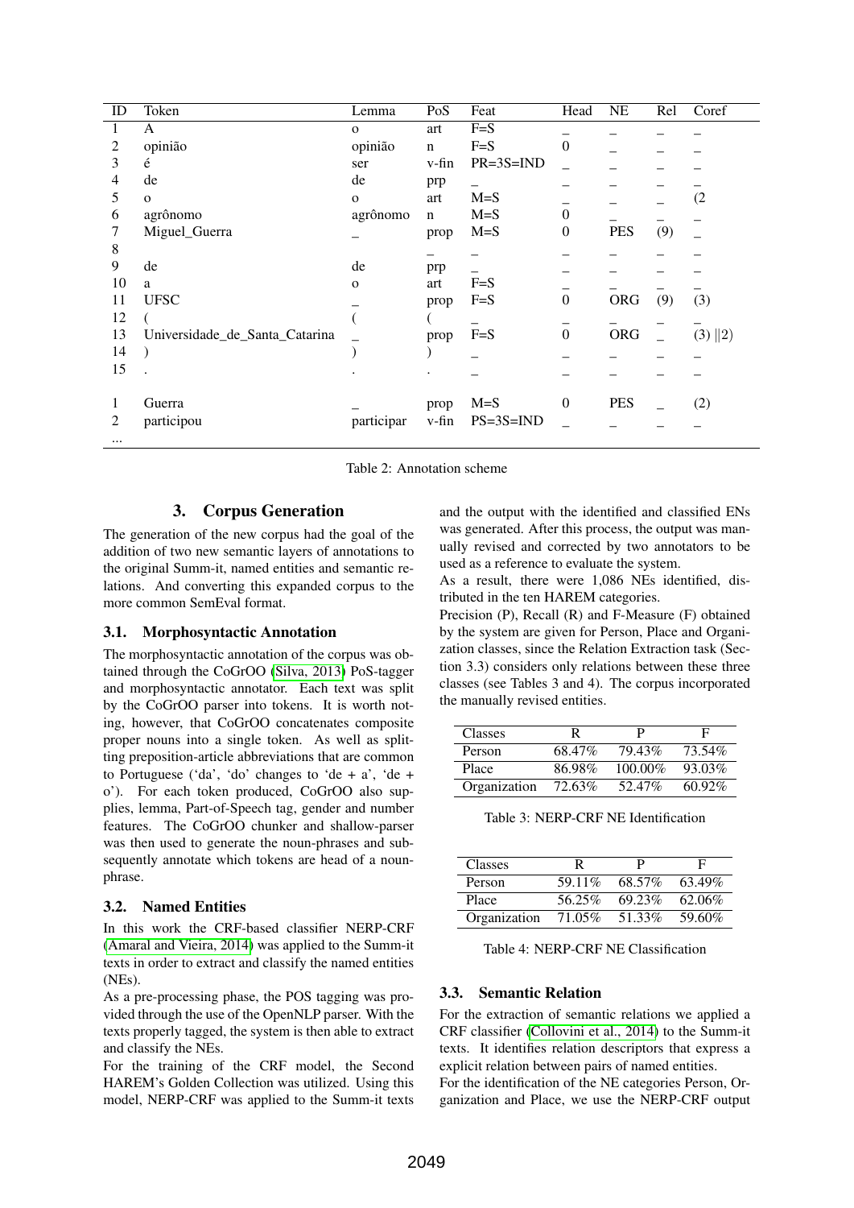| ID | Token | Lemma | PoS | Feat | Head | NE | Rel | Coref |
|---|---|---|---|---|---|---|---|---|
| 1 | A | o | art | F=S | _ | _ | _ | _ |
| 2 | opinião | opinião | n | F=S | 0 | _ | _ | _ |
| 3 | é | ser | v-fin | PR=3S=IND | _ | _ | _ | _ |
| 4 | de | de | prp | _ | _ | _ | _ | _ |
| 5 | o | o | art | M=S | _ | _ | _ | (2 |
| 6 | agrônomo | agrônomo | n | M=S | 0 | _ | _ | _ |
| 7 | Miguel_Guerra | _ | prop | M=S | 0 | PES | (9) | _ |
| 8 | | _ | _ | _ | _ | _ | _ | _ |
| 9 | de | de | prp | _ | _ | _ | _ | _ |
| 10 | a | o | art | F=S | _ | _ | _ | _ |
| 11 | UFSC | _ | prop | F=S | 0 | ORG | (9) | (3) |
| 12 | ( | ( | ( | _ | _ | _ | _ | _ |
| 13 | Universidade_de_Santa_Catarina | _ | prop | F=S | 0 | ORG | _ | (3) \|\|2) |
| 14 | ) | ) | ) | _ | _ | _ | _ | _ |
| 15 | . | . | . | _ | _ | _ | _ | _ |
| | | | | | | | | |
| 1 | Guerra | _ | prop | M=S | 0 | PES | _ | (2) |
| 2 | participou | participar | v-fin | PS=3S=IND | _ | _ | _ | _ |
| ... | | | | | | | | |

Table 2: Annotation scheme

## 3. Corpus Generation

The generation of the new corpus had the goal of the addition of two new semantic layers of annotations to the original Summ-it, named entities and semantic relations. And converting this expanded corpus to the more common SemEval format.

### 3.1. Morphosyntactic Annotation

The morphosyntactic annotation of the corpus was obtained through the CoGrOO (Silva, 2013) PoS-tagger and morphosyntactic annotator. Each text was split by the CoGrOO parser into tokens. It is worth noting, however, that CoGrOO concatenates composite proper nouns into a single token. As well as splitting preposition-article abbreviations that are common to Portuguese ('da', 'do' changes to 'de + a', 'de + o'). For each token produced, CoGrOO also supplies, lemma, Part-of-Speech tag, gender and number features. The CoGrOO chunker and shallow-parser was then used to generate the noun-phrases and subsequently annotate which tokens are head of a noun-phrase.

### 3.2. Named Entities

In this work the CRF-based classifier NERP-CRF (Amaral and Vieira, 2014) was applied to the Summ-it texts in order to extract and classify the named entities (NEs).

As a pre-processing phase, the POS tagging was provided through the use of the OpenNLP parser. With the texts properly tagged, the system is then able to extract and classify the NEs.

For the training of the CRF model, the Second HAREM's Golden Collection was utilized. Using this model, NERP-CRF was applied to the Summ-it texts and the output with the identified and classified ENs was generated. After this process, the output was manually revised and corrected by two annotators to be used as a reference to evaluate the system.

As a result, there were 1,086 NEs identified, distributed in the ten HAREM categories.

Precision (P), Recall (R) and F-Measure (F) obtained by the system are given for Person, Place and Organization classes, since the Relation Extraction task (Section 3.3) considers only relations between these three classes (see Tables 3 and 4). The corpus incorporated the manually revised entities.

| Classes | R | P | F |
|---|---|---|---|
| Person | 68.47% | 79.43% | 73.54% |
| Place | 86.98% | 100.00% | 93.03% |
| Organization | 72.63% | 52.47% | 60.92% |

Table 3: NERP-CRF NE Identification

| Classes | R | P | F |
|---|---|---|---|
| Person | 59.11% | 68.57% | 63.49% |
| Place | 56.25% | 69.23% | 62.06% |
| Organization | 71.05% | 51.33% | 59.60% |

Table 4: NERP-CRF NE Classification

### 3.3. Semantic Relation

For the extraction of semantic relations we applied a CRF classifier (Collovini et al., 2014) to the Summ-it texts. It identifies relation descriptors that express a explicit relation between pairs of named entities.

For the identification of the NE categories Person, Organization and Place, we use the NERP-CRF output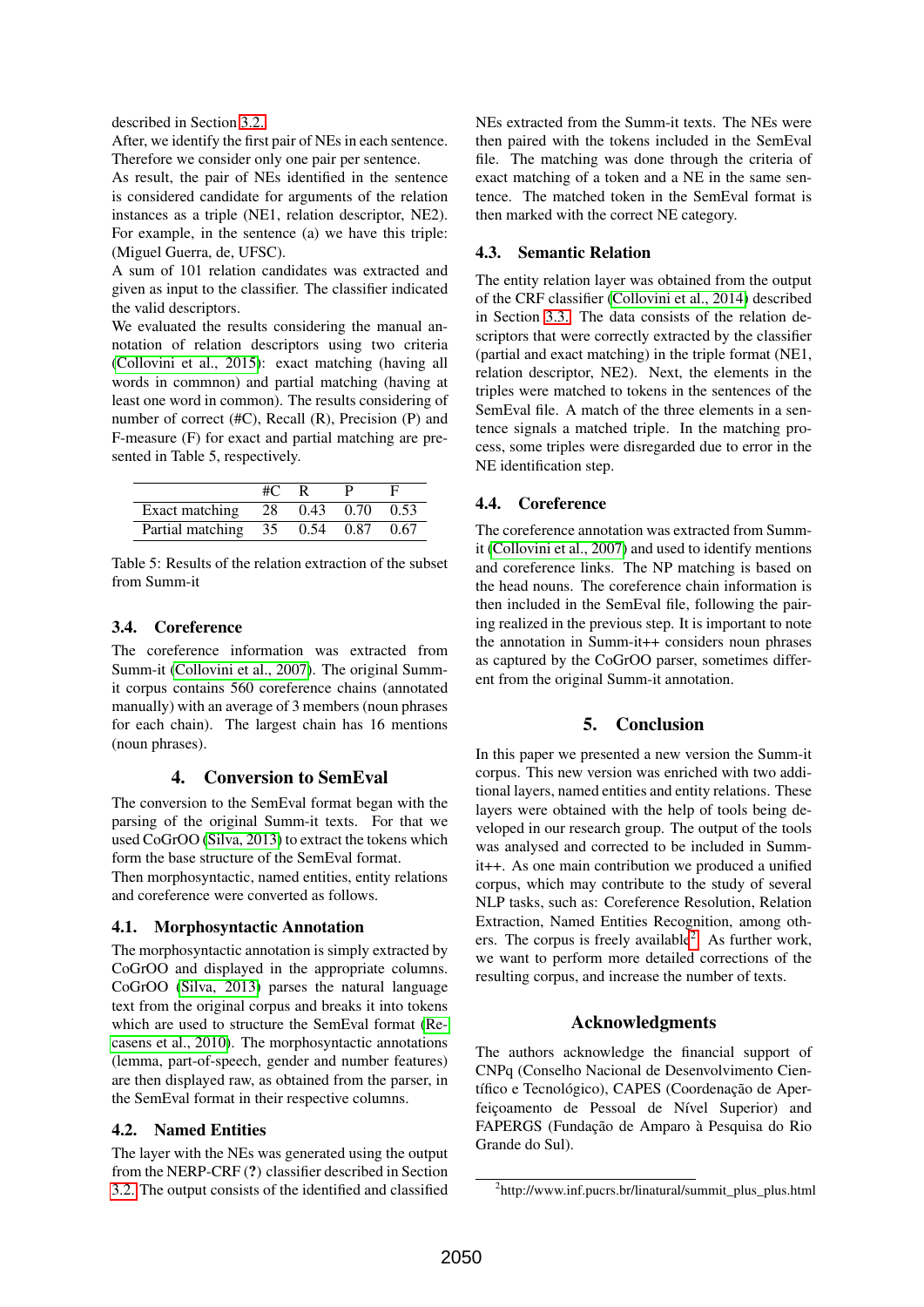described in Section 3.2.

After, we identify the first pair of NEs in each sentence. Therefore we consider only one pair per sentence.

As result, the pair of NEs identified in the sentence is considered candidate for arguments of the relation instances as a triple (NE1, relation descriptor, NE2). For example, in the sentence (a) we have this triple: (Miguel Guerra, de, UFSC).

A sum of 101 relation candidates was extracted and given as input to the classifier. The classifier indicated the valid descriptors.

We evaluated the results considering the manual annotation of relation descriptors using two criteria (Collovini et al., 2015): exact matching (having all words in commnon) and partial matching (having at least one word in common). The results considering of number of correct (#C), Recall (R), Precision (P) and F-measure (F) for exact and partial matching are presented in Table 5, respectively.

| | #C | R | P | F |
|---|---|---|---|---|
| Exact matching | 28 | 0.43 | 0.70 | 0.53 |
| Partial matching | 35 | 0.54 | 0.87 | 0.67 |

Table 5: Results of the relation extraction of the subset from Summ-it

### 3.4. Coreference

The coreference information was extracted from Summ-it (Collovini et al., 2007). The original Summ-it corpus contains 560 coreference chains (annotated manually) with an average of 3 members (noun phrases for each chain). The largest chain has 16 mentions (noun phrases).

## 4. Conversion to SemEval

The conversion to the SemEval format began with the parsing of the original Summ-it texts. For that we used CoGrOO (Silva, 2013) to extract the tokens which form the base structure of the SemEval format.

Then morphosyntactic, named entities, entity relations and coreference were converted as follows.

### 4.1. Morphosyntactic Annotation

The morphosyntactic annotation is simply extracted by CoGrOO and displayed in the appropriate columns. CoGrOO (Silva, 2013) parses the natural language text from the original corpus and breaks it into tokens which are used to structure the SemEval format (Recasens et al., 2010). The morphosyntactic annotations (lemma, part-of-speech, gender and number features) are then displayed raw, as obtained from the parser, in the SemEval format in their respective columns.

### 4.2. Named Entities

The layer with the NEs was generated using the output from the NERP-CRF (?) classifier described in Section 3.2. The output consists of the identified and classified NEs extracted from the Summ-it texts. The NEs were then paired with the tokens included in the SemEval file. The matching was done through the criteria of exact matching of a token and a NE in the same sentence. The matched token in the SemEval format is then marked with the correct NE category.

### 4.3. Semantic Relation

The entity relation layer was obtained from the output of the CRF classifier (Collovini et al., 2014) described in Section 3.3. The data consists of the relation descriptors that were correctly extracted by the classifier (partial and exact matching) in the triple format (NE1, relation descriptor, NE2). Next, the elements in the triples were matched to tokens in the sentences of the SemEval file. A match of the three elements in a sentence signals a matched triple. In the matching process, some triples were disregarded due to error in the NE identification step.

### 4.4. Coreference

The coreference annotation was extracted from Summ-it (Collovini et al., 2007) and used to identify mentions and coreference links. The NP matching is based on the head nouns. The coreference chain information is then included in the SemEval file, following the pairing realized in the previous step. It is important to note the annotation in Summ-it++ considers noun phrases as captured by the CoGrOO parser, sometimes different from the original Summ-it annotation.

## 5. Conclusion

In this paper we presented a new version the Summ-it corpus. This new version was enriched with two additional layers, named entities and entity relations. These layers were obtained with the help of tools being developed in our research group. The output of the tools was analysed and corrected to be included in Summ-it++. As one main contribution we produced a unified corpus, which may contribute to the study of several NLP tasks, such as: Coreference Resolution, Relation Extraction, Named Entities Recognition, among others. The corpus is freely available[2]. As further work, we want to perform more detailed corrections of the resulting corpus, and increase the number of texts.

## Acknowledgments

The authors acknowledge the financial support of CNPq (Conselho Nacional de Desenvolvimento Científico e Tecnológico), CAPES (Coordenação de Aperfeiçoamento de Pessoal de Nível Superior) and FAPERGS (Fundação de Amparo à Pesquisa do Rio Grande do Sul).

[2] http://www.inf.pucrs.br/linatural/summit_plus_plus.html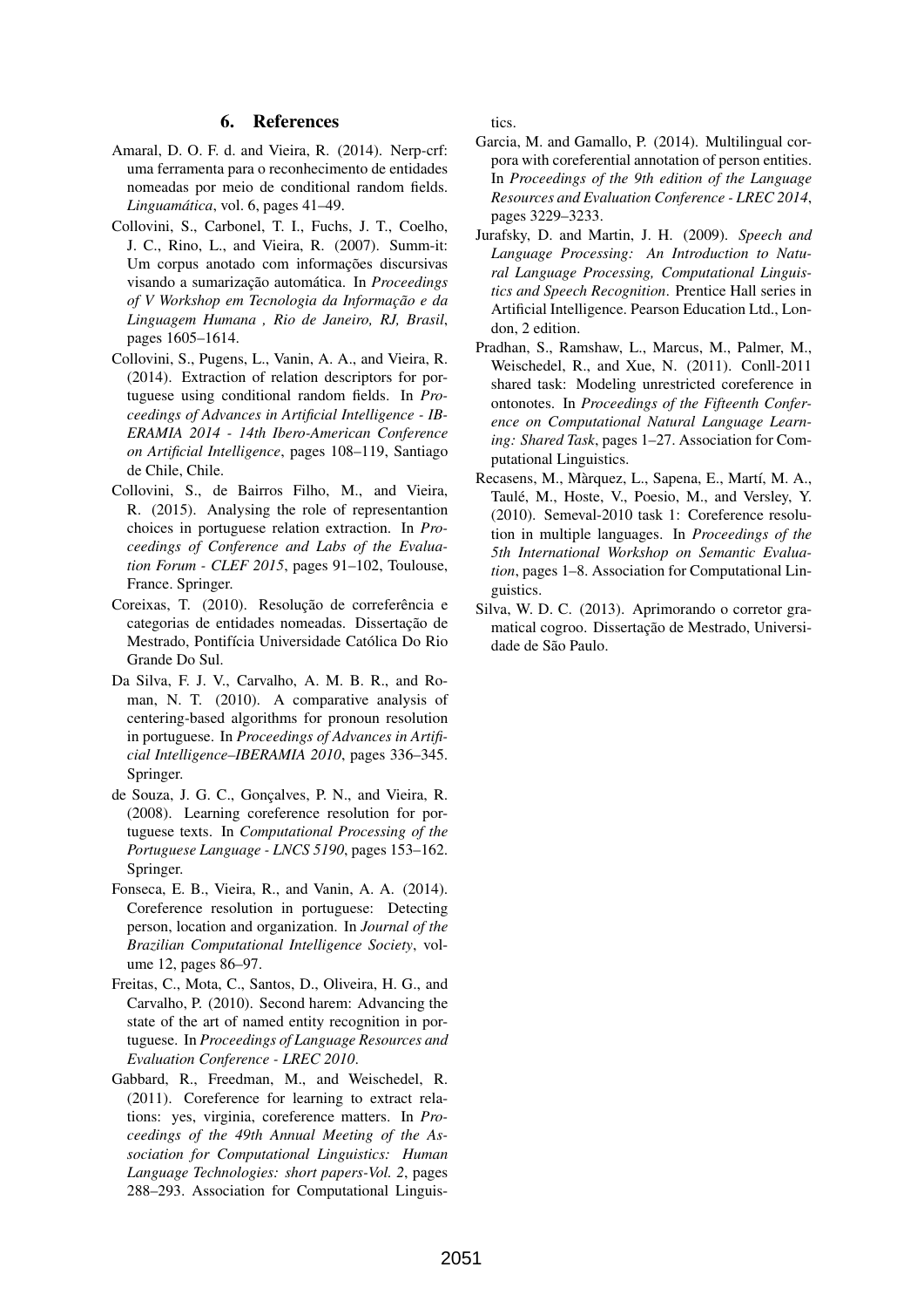## 6. References

Amaral, D. O. F. d. and Vieira, R. (2014). Nerp-crf: uma ferramenta para o reconhecimento de entidades nomeadas por meio de conditional random fields. *Linguamática*, vol. 6, pages 41–49.

Collovini, S., Carbonel, T. I., Fuchs, J. T., Coelho, J. C., Rino, L., and Vieira, R. (2007). Summ-it: Um corpus anotado com informações discursivas visando a sumarização automática. In *Proceedings of V Workshop em Tecnologia da Informação e da Linguagem Humana , Rio de Janeiro, RJ, Brasil*, pages 1605–1614.

Collovini, S., Pugens, L., Vanin, A. A., and Vieira, R. (2014). Extraction of relation descriptors for portuguese using conditional random fields. In *Proceedings of Advances in Artificial Intelligence - IBERAMIA 2014 - 14th Ibero-American Conference on Artificial Intelligence*, pages 108–119, Santiago de Chile, Chile.

Collovini, S., de Bairros Filho, M., and Vieira, R. (2015). Analysing the role of representantion choices in portuguese relation extraction. In *Proceedings of Conference and Labs of the Evaluation Forum - CLEF 2015*, pages 91–102, Toulouse, France. Springer.

Coreixas, T. (2010). Resolução de correferência e categorias de entidades nomeadas. Dissertação de Mestrado, Pontifícia Universidade Católica Do Rio Grande Do Sul.

Da Silva, F. J. V., Carvalho, A. M. B. R., and Roman, N. T. (2010). A comparative analysis of centering-based algorithms for pronoun resolution in portuguese. In *Proceedings of Advances in Artificial Intelligence–IBERAMIA 2010*, pages 336–345. Springer.

de Souza, J. G. C., Gonçalves, P. N., and Vieira, R. (2008). Learning coreference resolution for portuguese texts. In *Computational Processing of the Portuguese Language - LNCS 5190*, pages 153–162. Springer.

Fonseca, E. B., Vieira, R., and Vanin, A. A. (2014). Coreference resolution in portuguese: Detecting person, location and organization. In *Journal of the Brazilian Computational Intelligence Society*, volume 12, pages 86–97.

Freitas, C., Mota, C., Santos, D., Oliveira, H. G., and Carvalho, P. (2010). Second harem: Advancing the state of the art of named entity recognition in portuguese. In *Proceedings of Language Resources and Evaluation Conference - LREC 2010*.

Gabbard, R., Freedman, M., and Weischedel, R. (2011). Coreference for learning to extract relations: yes, virginia, coreference matters. In *Proceedings of the 49th Annual Meeting of the Association for Computational Linguistics: Human Language Technologies: short papers-Vol. 2*, pages 288–293. Association for Computational Linguistics.

Garcia, M. and Gamallo, P. (2014). Multilingual corpora with coreferential annotation of person entities. In *Proceedings of the 9th edition of the Language Resources and Evaluation Conference - LREC 2014*, pages 3229–3233.

Jurafsky, D. and Martin, J. H. (2009). *Speech and Language Processing: An Introduction to Natural Language Processing, Computational Linguistics and Speech Recognition*. Prentice Hall series in Artificial Intelligence. Pearson Education Ltd., London, 2 edition.

Pradhan, S., Ramshaw, L., Marcus, M., Palmer, M., Weischedel, R., and Xue, N. (2011). Conll-2011 shared task: Modeling unrestricted coreference in ontonotes. In *Proceedings of the Fifteenth Conference on Computational Natural Language Learning: Shared Task*, pages 1–27. Association for Computational Linguistics.

Recasens, M., Màrquez, L., Sapena, E., Martí, M. A., Taulé, M., Hoste, V., Poesio, M., and Versley, Y. (2010). Semeval-2010 task 1: Coreference resolution in multiple languages. In *Proceedings of the 5th International Workshop on Semantic Evaluation*, pages 1–8. Association for Computational Linguistics.

Silva, W. D. C. (2013). Aprimorando o corretor gramatical cogroo. Dissertação de Mestrado, Universidade de São Paulo.